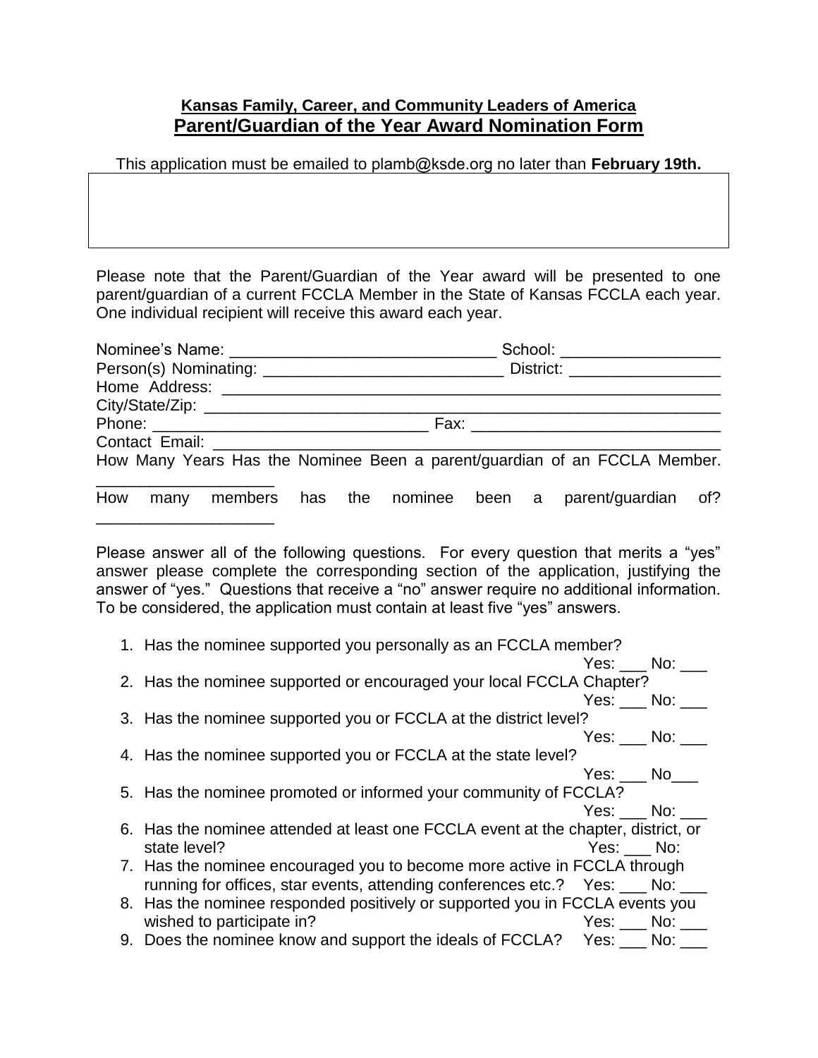**Kansas Family, Career, and Community Leaders of America**

## Parent/Guardian of the Year Award Nomination Form

This application must be emailed to plamb@ksde.org no later than **February 19th.**

Please note that the Parent/Guardian of the Year award will be presented to one parent/guardian of a current FCCLA Member in the State of Kansas FCCLA each year. One individual recipient will receive this award each year.

Nominee's Name: ______________________________ School: __________________

Person(s) Nominating: ___________________________ District: _________________

Home Address: ________________________________________________________

City/State/Zip: _________________________________________________________

Phone: ______________________________ Fax: ____________________________

Contact Email: ________________________________________________________

How Many Years Has the Nominee Been a parent/guardian of an FCCLA Member. ____________________

How many members has the nominee been a parent/guardian of? ____________________

Please answer all of the following questions. For every question that merits a "yes" answer please complete the corresponding section of the application, justifying the answer of "yes." Questions that receive a "no" answer require no additional information. To be considered, the application must contain at least five "yes" answers.

1. Has the nominee supported you personally as an FCCLA member? Yes: ___ No: ___
2. Has the nominee supported or encouraged your local FCCLA Chapter? Yes: ___ No: ___
3. Has the nominee supported you or FCCLA at the district level? Yes: ___ No: ___
4. Has the nominee supported you or FCCLA at the state level? Yes: ___ No___
5. Has the nominee promoted or informed your community of FCCLA? Yes: ___ No: ___
6. Has the nominee attended at least one FCCLA event at the chapter, district, or state level? Yes: ___ No:
7. Has the nominee encouraged you to become more active in FCCLA through running for offices, star events, attending conferences etc.? Yes: ___ No: ___
8. Has the nominee responded positively or supported you in FCCLA events you wished to participate in? Yes: ___ No: ___
9. Does the nominee know and support the ideals of FCCLA? Yes: ___ No: ___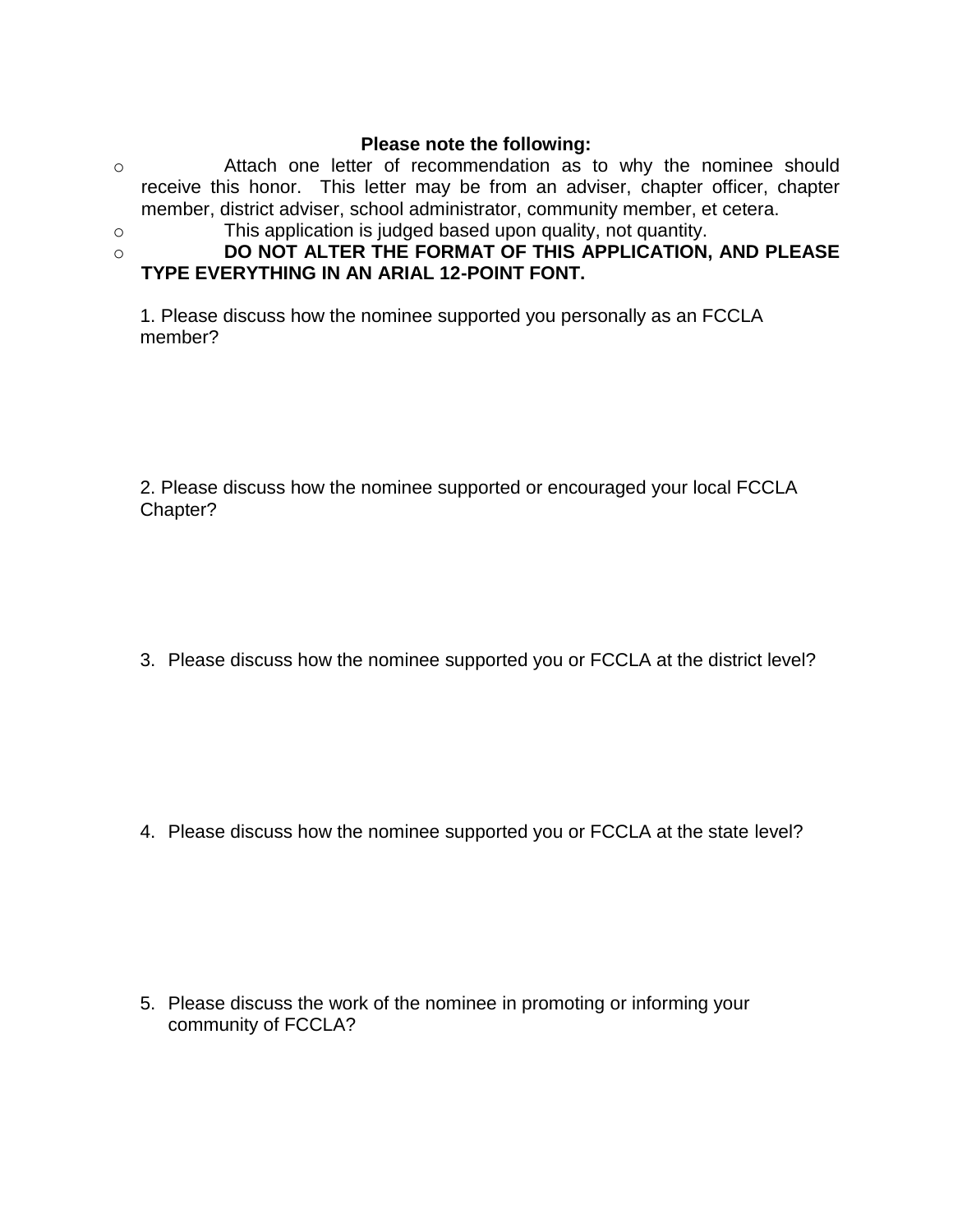**Please note the following:**

- Attach one letter of recommendation as to why the nominee should receive this honor. This letter may be from an adviser, chapter officer, chapter member, district adviser, school administrator, community member, et cetera.
- This application is judged based upon quality, not quantity.
- **DO NOT ALTER THE FORMAT OF THIS APPLICATION, AND PLEASE TYPE EVERYTHING IN AN ARIAL 12-POINT FONT.**

1. Please discuss how the nominee supported you personally as an FCCLA member?

2. Please discuss how the nominee supported or encouraged your local FCCLA Chapter?

3. Please discuss how the nominee supported you or FCCLA at the district level?

4. Please discuss how the nominee supported you or FCCLA at the state level?

5. Please discuss the work of the nominee in promoting or informing your community of FCCLA?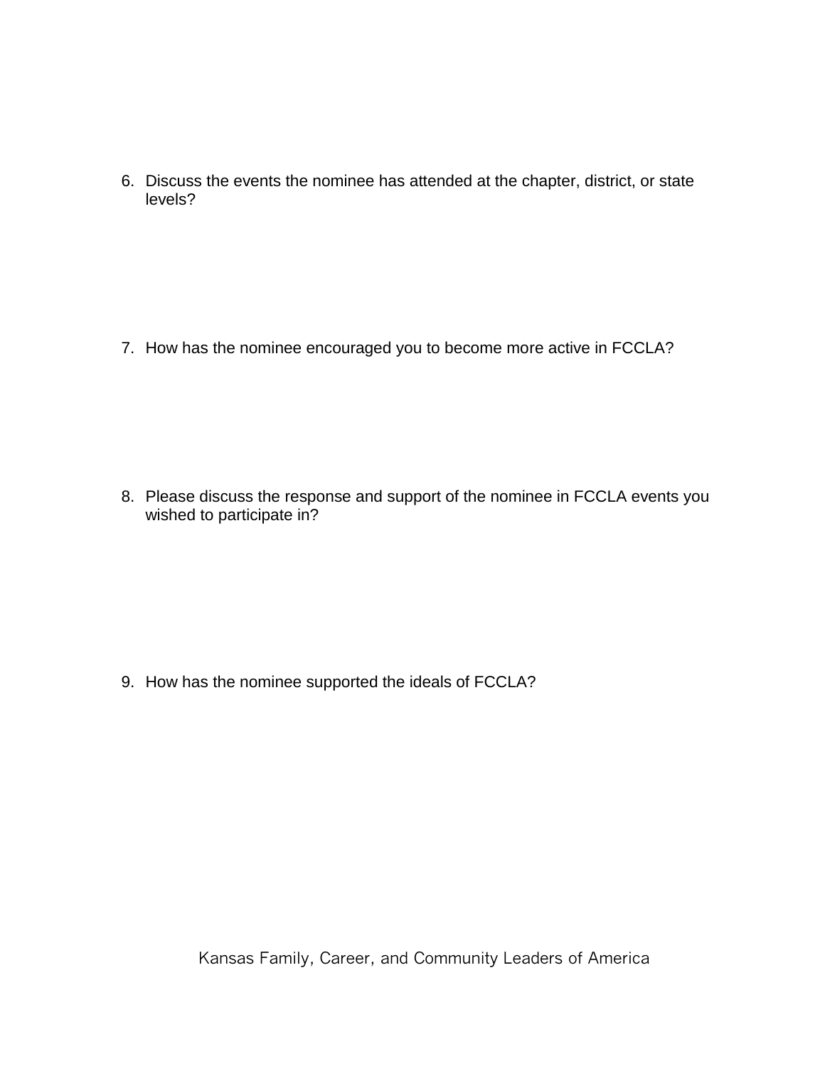6. Discuss the events the nominee has attended at the chapter, district, or state levels?

7. How has the nominee encouraged you to become more active in FCCLA?

8. Please discuss the response and support of the nominee in FCCLA events you wished to participate in?

9. How has the nominee supported the ideals of FCCLA?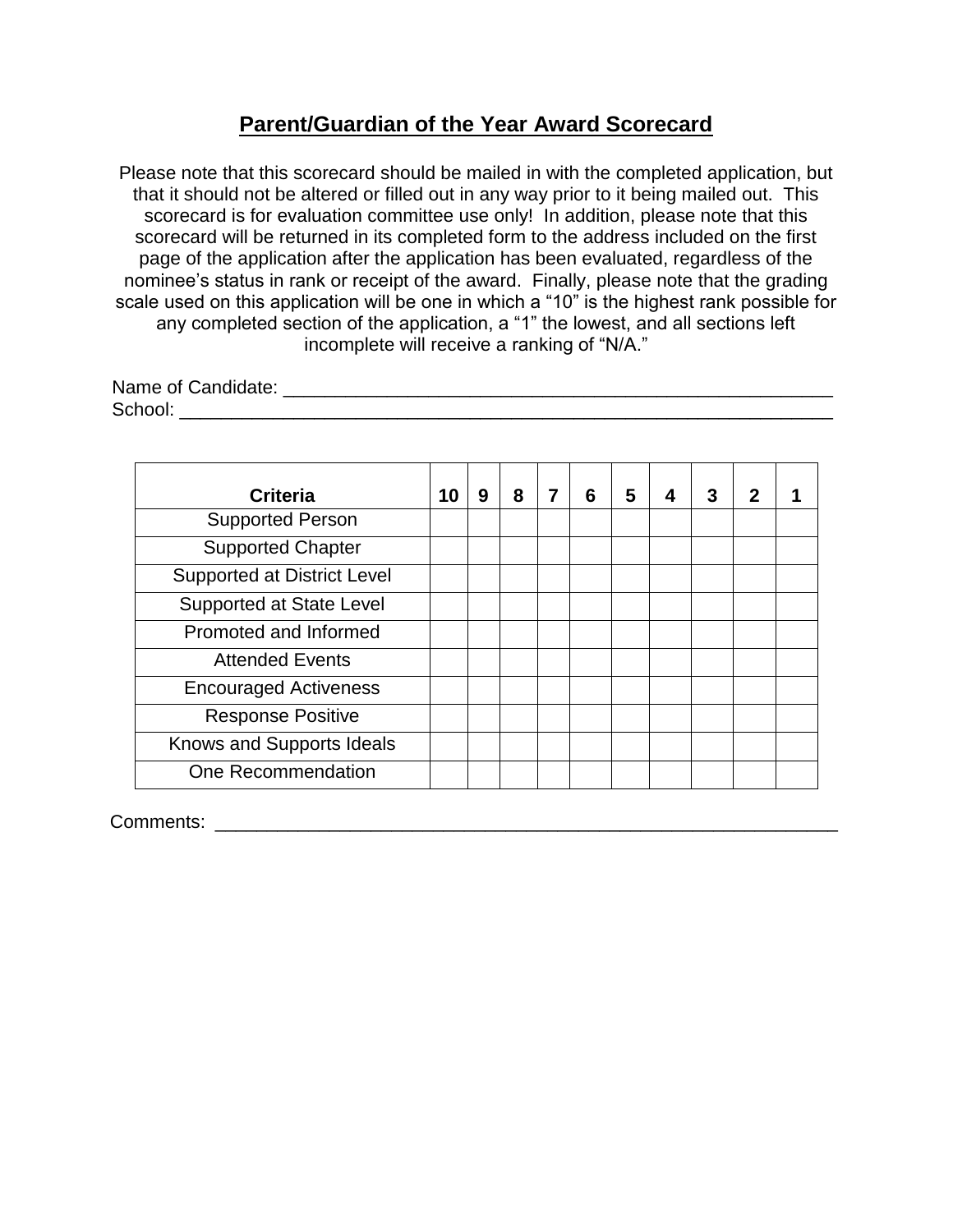## Parent/Guardian of the Year Award Scorecard

Please note that this scorecard should be mailed in with the completed application, but that it should not be altered or filled out in any way prior to it being mailed out. This scorecard is for evaluation committee use only! In addition, please note that this scorecard will be returned in its completed form to the address included on the first page of the application after the application has been evaluated, regardless of the nominee's status in rank or receipt of the award. Finally, please note that the grading scale used on this application will be one in which a "10" is the highest rank possible for any completed section of the application, a "1" the lowest, and all sections left incomplete will receive a ranking of "N/A."

Name of Candidate: ________________________________________________________

School: ________________________________________________________________

| Criteria | 10 | 9 | 8 | 7 | 6 | 5 | 4 | 3 | 2 | 1 |
|---|---|---|---|---|---|---|---|---|---|---|
| Supported Person | | | | | | | | | | |
| Supported Chapter | | | | | | | | | | |
| Supported at District Level | | | | | | | | | | |
| Supported at State Level | | | | | | | | | | |
| Promoted and Informed | | | | | | | | | | |
| Attended Events | | | | | | | | | | |
| Encouraged Activeness | | | | | | | | | | |
| Response Positive | | | | | | | | | | |
| Knows and Supports Ideals | | | | | | | | | | |
| One Recommendation | | | | | | | | | | |

Comments: ______________________________________________________________